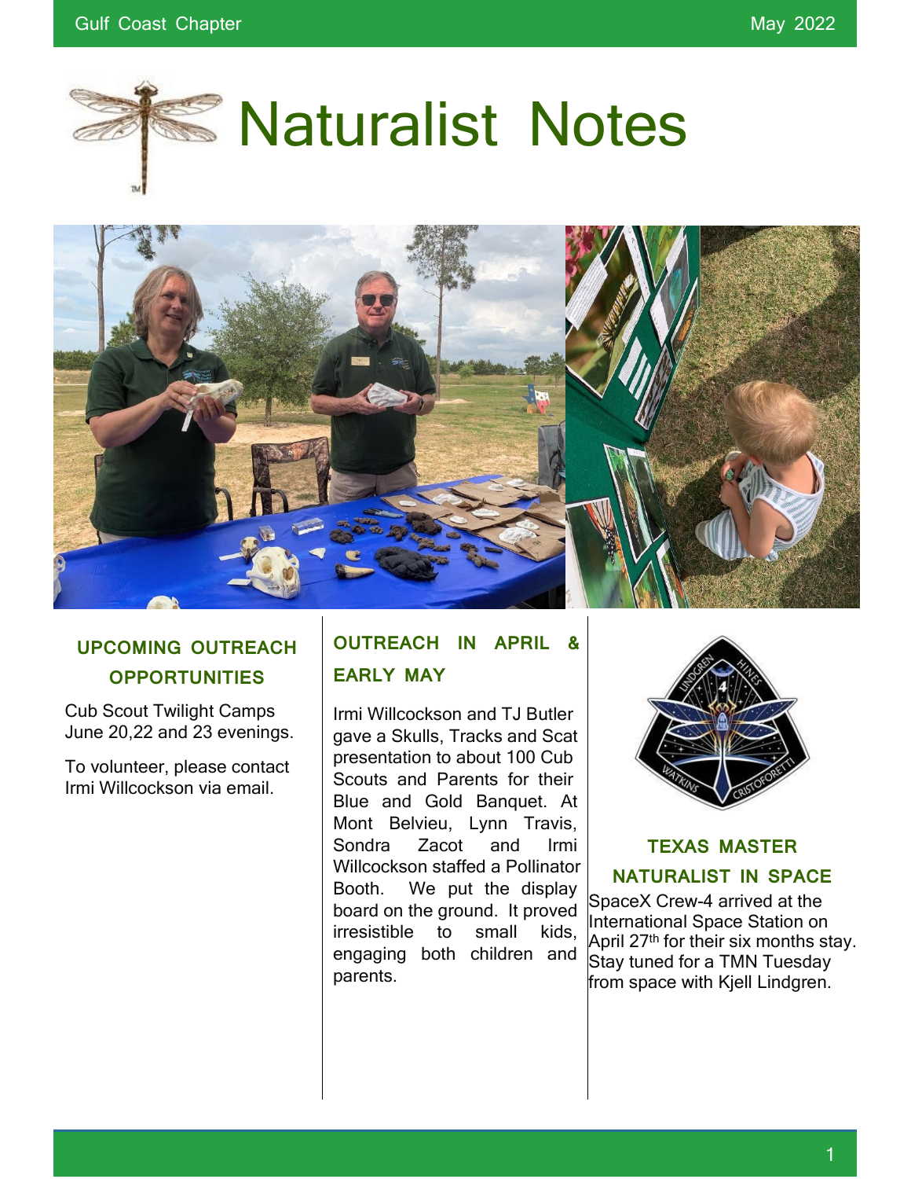# Naturalist Notes

## UPCOMING OUTREACH OPPORTUNITIES

Cub Scout Twilight Camps June 20,22 and 23 evenings.

To volunteer, please contact Irmi Willcockson via email.

## OUTREACH IN APRIL & EARLY MAY

Irmi Willcockson and TJ Butler gave a Skulls, Tracks and Scat presentation to about 100 Cub Scouts and Parents for their Blue and Gold Banquet. At Mont Belvieu, Lynn Travis, Sondra Zacot and Irmi Willcockson staffed a Pollinator Booth. We put the display board on the ground. It proved irresistible to small kids, engaging both children and parents.

## TEXAS MASTER NATURALIST IN SPACE

SpaceX Crew-4 arrived at the International Space Station on April 27th for their six months stay. Stay tuned for a TMN Tuesday from space with Kjell Lindgren.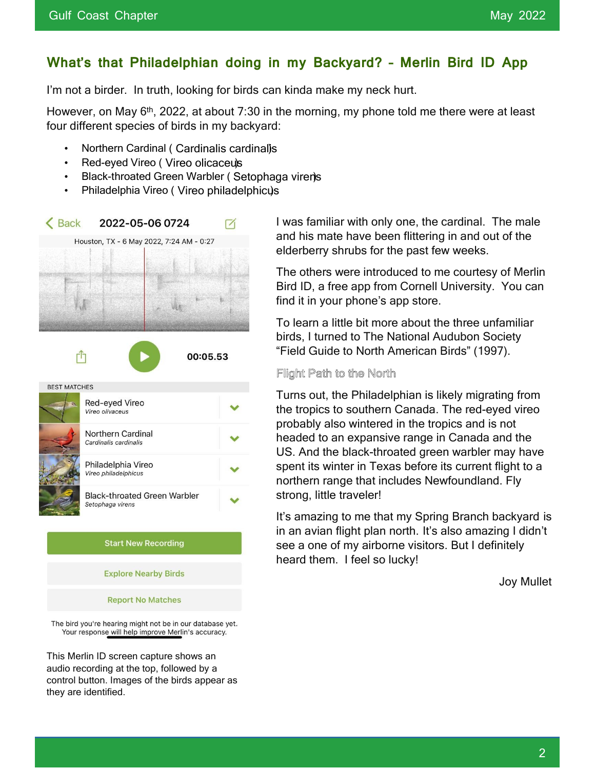## What's that Philadelphian doing in my Backyard? – Merlin Bird ID App

I'm not a birder. In truth, looking for birds can kinda make my neck hurt.

However, on May 6th, 2022, at about 7:30 in the morning, my phone told me there were at least four different species of birds in my backyard:

- Northern Cardinal ( *Cardinalis cardinalis*)
- Red-eyed Vireo ( *Vireo olicaceus*)
- Black-throated Green Warbler ( *Setophaga virens*)
- Philadelphia Vireo ( *Vireo philadelphicus*)

Back 2022-05-06 0724

Houston, TX - 6 May 2022, 7:24 AM - 0:27

00:05.53

BEST MATCHES

Red-eyed Vireo
*Vireo olivaceus*

Northern Cardinal
*Cardinalis cardinalis*

Philadelphia Vireo
*Vireo philadelphicus*

Black-throated Green Warbler
*Setophaga virens*

Start New Recording

Explore Nearby Birds

Report No Matches

The bird you're hearing might not be in our database yet. Your response will help improve Merlin's accuracy.

This Merlin ID screen capture shows an audio recording at the top, followed by a control button. Images of the birds appear as they are identified.

I was familiar with only one, the cardinal. The male and his mate have been flittering in and out of the elderberry shrubs for the past few weeks.

The others were introduced to me courtesy of Merlin Bird ID, a free app from Cornell University. You can find it in your phone's app store.

To learn a little bit more about the three unfamiliar birds, I turned to The National Audubon Society "Field Guide to North American Birds" (1997).

### Flight Path to the North

Turns out, the Philadelphian is likely migrating from the tropics to southern Canada. The red-eyed vireo probably also wintered in the tropics and is not headed to an expansive range in Canada and the US. And the black-throated green warbler may have spent its winter in Texas before its current flight to a northern range that includes Newfoundland. Fly strong, little traveler!

It's amazing to me that my Spring Branch backyard is in an avian flight plan north. It's also amazing I didn't see a one of my airborne visitors. But I definitely heard them. I feel so lucky!

Joy Mullet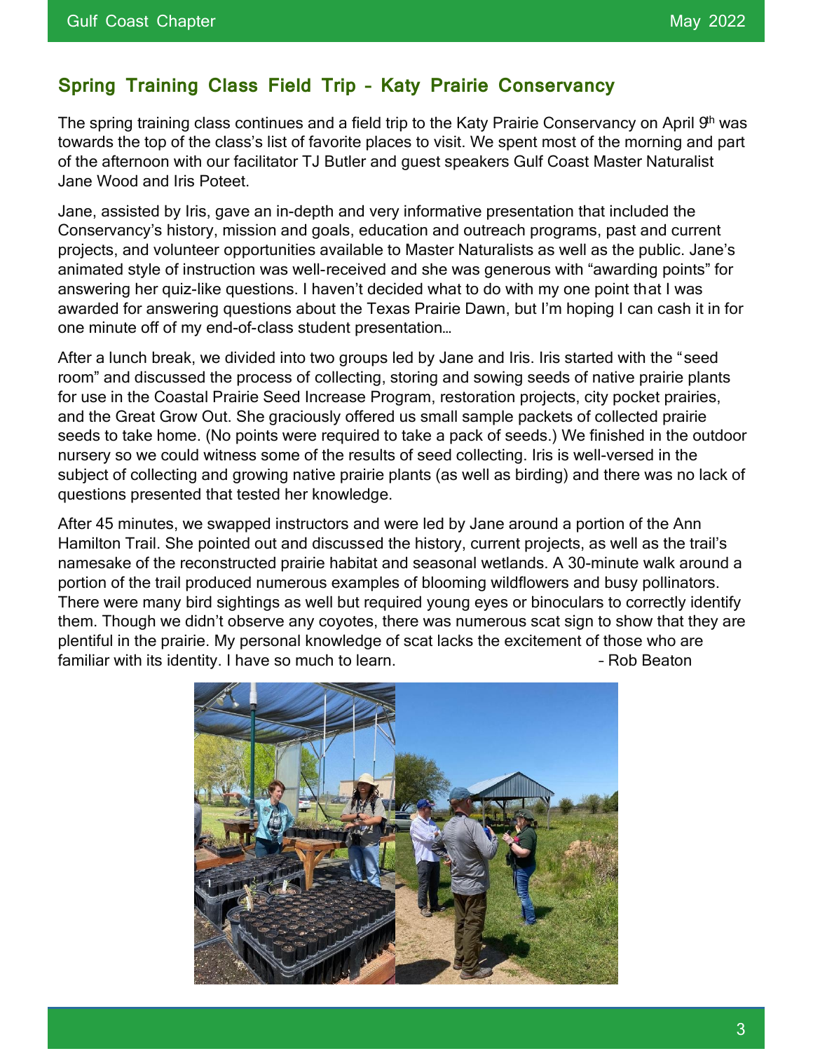## Spring Training Class Field Trip – Katy Prairie Conservancy

The spring training class continues and a field trip to the Katy Prairie Conservancy on April 9th was towards the top of the class's list of favorite places to visit. We spent most of the morning and part of the afternoon with our facilitator TJ Butler and guest speakers Gulf Coast Master Naturalist Jane Wood and Iris Poteet.

Jane, assisted by Iris, gave an in-depth and very informative presentation that included the Conservancy's history, mission and goals, education and outreach programs, past and current projects, and volunteer opportunities available to Master Naturalists as well as the public. Jane's animated style of instruction was well-received and she was generous with "awarding points" for answering her quiz-like questions. I haven't decided what to do with my one point that I was awarded for answering questions about the Texas Prairie Dawn, but I'm hoping I can cash it in for one minute off of my end-of-class student presentation…

After a lunch break, we divided into two groups led by Jane and Iris. Iris started with the "seed room" and discussed the process of collecting, storing and sowing seeds of native prairie plants for use in the Coastal Prairie Seed Increase Program, restoration projects, city pocket prairies, and the Great Grow Out. She graciously offered us small sample packets of collected prairie seeds to take home. (No points were required to take a pack of seeds.) We finished in the outdoor nursery so we could witness some of the results of seed collecting. Iris is well-versed in the subject of collecting and growing native prairie plants (as well as birding) and there was no lack of questions presented that tested her knowledge.

After 45 minutes, we swapped instructors and were led by Jane around a portion of the Ann Hamilton Trail. She pointed out and discussed the history, current projects, as well as the trail's namesake of the reconstructed prairie habitat and seasonal wetlands. A 30-minute walk around a portion of the trail produced numerous examples of blooming wildflowers and busy pollinators. There were many bird sightings as well but required young eyes or binoculars to correctly identify them. Though we didn't observe any coyotes, there was numerous scat sign to show that they are plentiful in the prairie. My personal knowledge of scat lacks the excitement of those who are familiar with its identity. I have so much to learn.

– Rob Beaton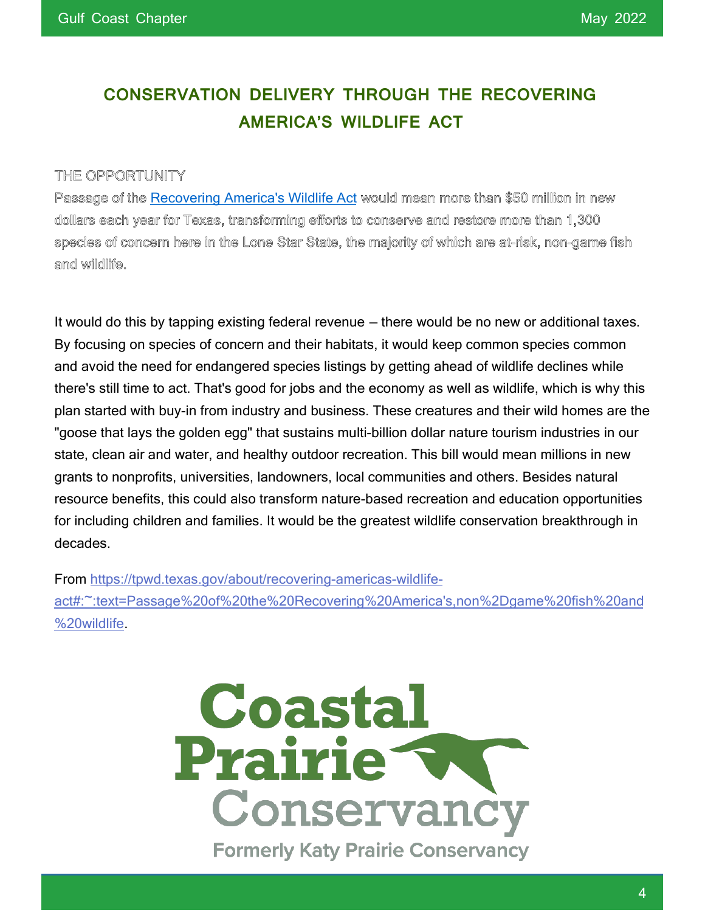## CONSERVATION DELIVERY THROUGH THE RECOVERING AMERICA'S WILDLIFE ACT

THE OPPORTUNITY

Passage of the [Recovering America's Wildlife Act](https://tpwd.texas.gov/about/recovering-americas-wildlife-act) would mean more than $50 million in new dollars each year for Texas, transforming efforts to conserve and restore more than 1,300 species of concern here in the Lone Star State, the majority of which are at-risk, non-game fish and wildlife.

It would do this by tapping existing federal revenue — there would be no new or additional taxes. By focusing on species of concern and their habitats, it would keep common species common and avoid the need for endangered species listings by getting ahead of wildlife declines while there's still time to act. That's good for jobs and the economy as well as wildlife, which is why this plan started with buy-in from industry and business. These creatures and their wild homes are the "goose that lays the golden egg" that sustains multi-billion dollar nature tourism industries in our state, clean air and water, and healthy outdoor recreation. This bill would mean millions in new grants to nonprofits, universities, landowners, local communities and others. Besides natural resource benefits, this could also transform nature-based recreation and education opportunities for including children and families. It would be the greatest wildlife conservation breakthrough in decades.

From [https://tpwd.texas.gov/about/recovering-americas-wildlife-act#:~:text=Passage%20of%20the%20Recovering%20America's,non%2Dgame%20fish%20and%20wildlife](https://tpwd.texas.gov/about/recovering-americas-wildlife-act#:~:text=Passage%20of%20the%20Recovering%20America's,non%2Dgame%20fish%20and%20wildlife).

Coastal Prairie Conservancy

Formerly Katy Prairie Conservancy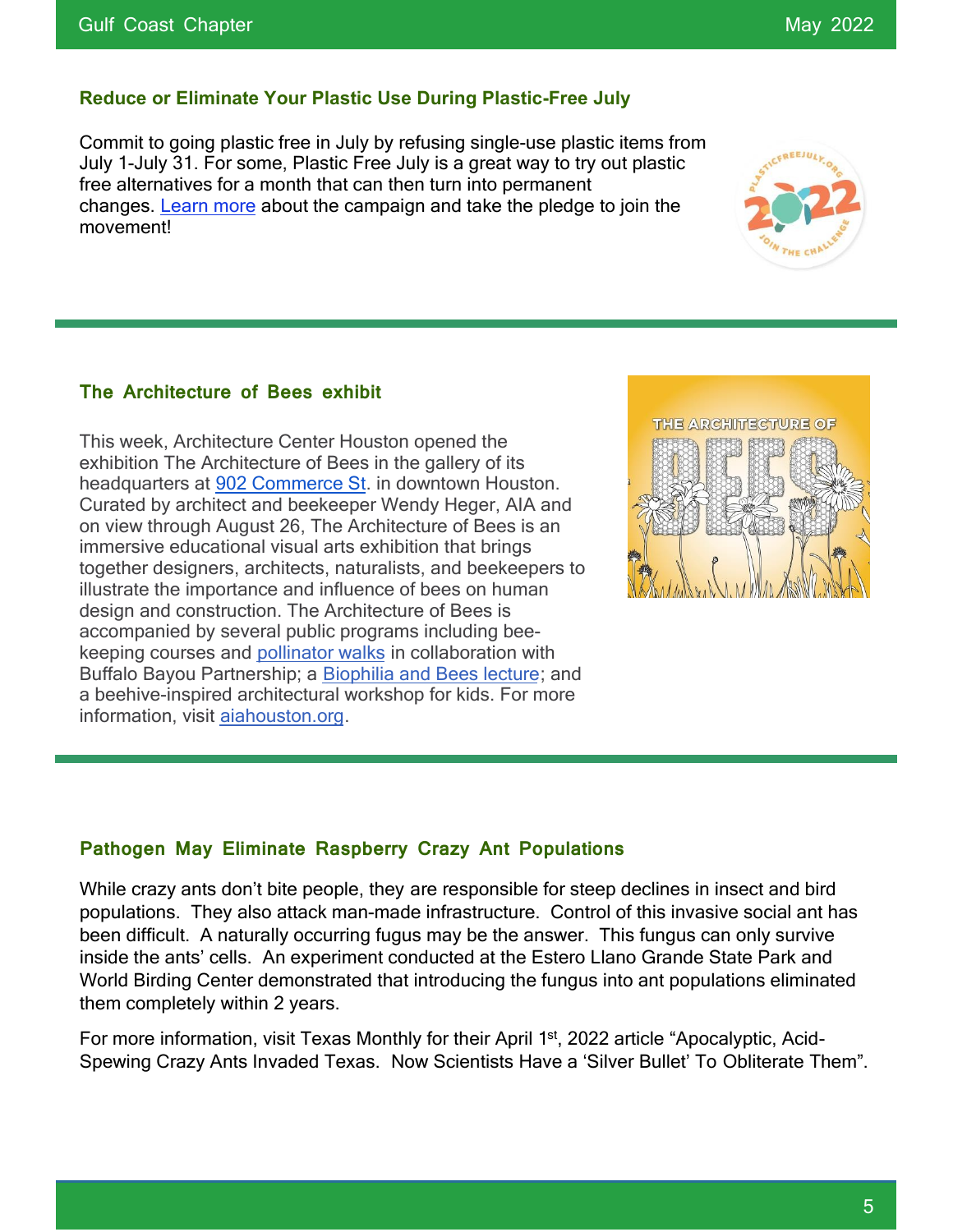### Reduce or Eliminate Your Plastic Use During Plastic-Free July

Commit to going plastic free in July by refusing single-use plastic items from July 1-July 31. For some, Plastic Free July is a great way to try out plastic free alternatives for a month that can then turn into permanent changes. Learn more about the campaign and take the pledge to join the movement!

### The Architecture of Bees exhibit

This week, Architecture Center Houston opened the exhibition The Architecture of Bees in the gallery of its headquarters at 902 Commerce St. in downtown Houston. Curated by architect and beekeeper Wendy Heger, AIA and on view through August 26, The Architecture of Bees is an immersive educational visual arts exhibition that brings together designers, architects, naturalists, and beekeepers to illustrate the importance and influence of bees on human design and construction. The Architecture of Bees is accompanied by several public programs including bee-keeping courses and pollinator walks in collaboration with Buffalo Bayou Partnership; a Biophilia and Bees lecture; and a beehive-inspired architectural workshop for kids. For more information, visit aiahouston.org.

### Pathogen May Eliminate Raspberry Crazy Ant Populations

While crazy ants don't bite people, they are responsible for steep declines in insect and bird populations. They also attack man-made infrastructure. Control of this invasive social ant has been difficult. A naturally occurring fugus may be the answer. This fungus can only survive inside the ants' cells. An experiment conducted at the Estero Llano Grande State Park and World Birding Center demonstrated that introducing the fungus into ant populations eliminated them completely within 2 years.

For more information, visit Texas Monthly for their April 1st, 2022 article "Apocalyptic, Acid-Spewing Crazy Ants Invaded Texas. Now Scientists Have a 'Silver Bullet' To Obliterate Them".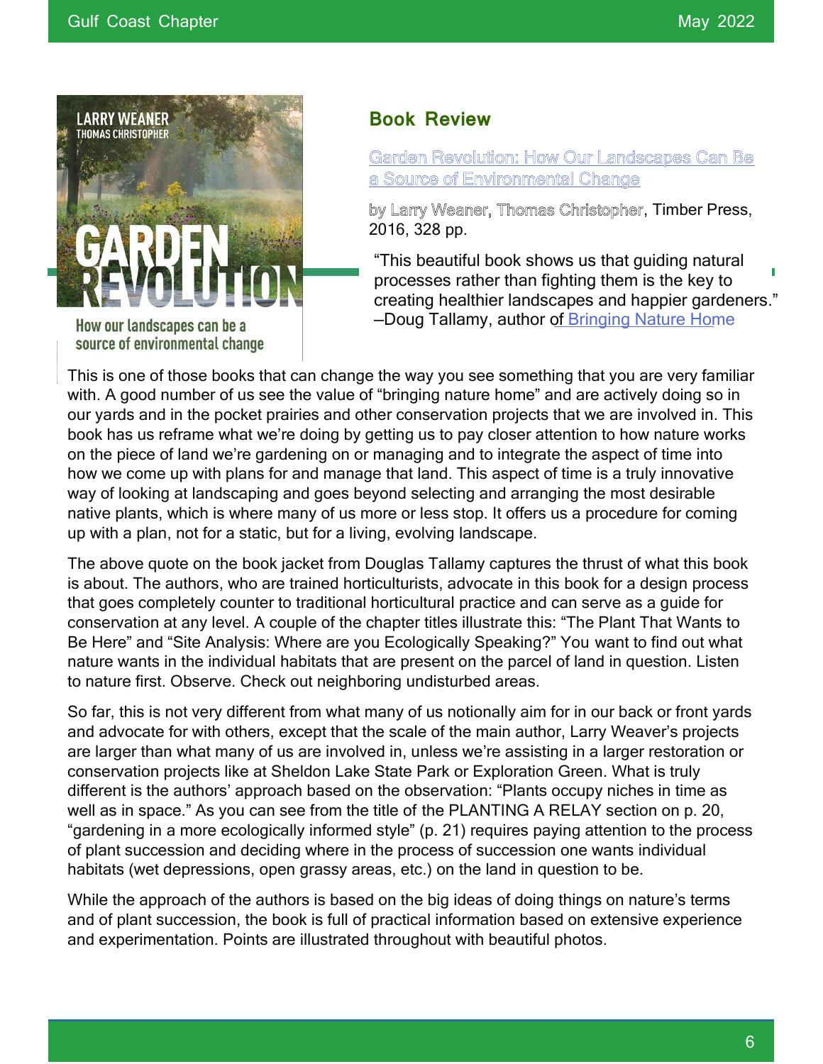## Book Review

[Garden Revolution: How Our Landscapes Can Be a Source of Environmental Change]

by Larry Weaner, Thomas Christopher, Timber Press, 2016, 328 pp.

"This beautiful book shows us that guiding natural processes rather than fighting them is the key to creating healthier landscapes and happier gardeners." –Doug Tallamy, author of Bringing Nature Home

This is one of those books that can change the way you see something that you are very familiar with. A good number of us see the value of "bringing nature home" and are actively doing so in our yards and in the pocket prairies and other conservation projects that we are involved in. This book has us reframe what we're doing by getting us to pay closer attention to how nature works on the piece of land we're gardening on or managing and to integrate the aspect of time into how we come up with plans for and manage that land. This aspect of time is a truly innovative way of looking at landscaping and goes beyond selecting and arranging the most desirable native plants, which is where many of us more or less stop. It offers us a procedure for coming up with a plan, not for a static, but for a living, evolving landscape.

The above quote on the book jacket from Douglas Tallamy captures the thrust of what this book is about. The authors, who are trained horticulturists, advocate in this book for a design process that goes completely counter to traditional horticultural practice and can serve as a guide for conservation at any level. A couple of the chapter titles illustrate this: "The Plant That Wants to Be Here" and "Site Analysis: Where are you Ecologically Speaking?" You want to find out what nature wants in the individual habitats that are present on the parcel of land in question. Listen to nature first. Observe. Check out neighboring undisturbed areas.

So far, this is not very different from what many of us notionally aim for in our back or front yards and advocate for with others, except that the scale of the main author, Larry Weaver's projects are larger than what many of us are involved in, unless we're assisting in a larger restoration or conservation projects like at Sheldon Lake State Park or Exploration Green. What is truly different is the authors' approach based on the observation: "Plants occupy niches in time as well as in space." As you can see from the title of the PLANTING A RELAY section on p. 20, "gardening in a more ecologically informed style" (p. 21) requires paying attention to the process of plant succession and deciding where in the process of succession one wants individual habitats (wet depressions, open grassy areas, etc.) on the land in question to be.

While the approach of the authors is based on the big ideas of doing things on nature's terms and of plant succession, the book is full of practical information based on extensive experience and experimentation. Points are illustrated throughout with beautiful photos.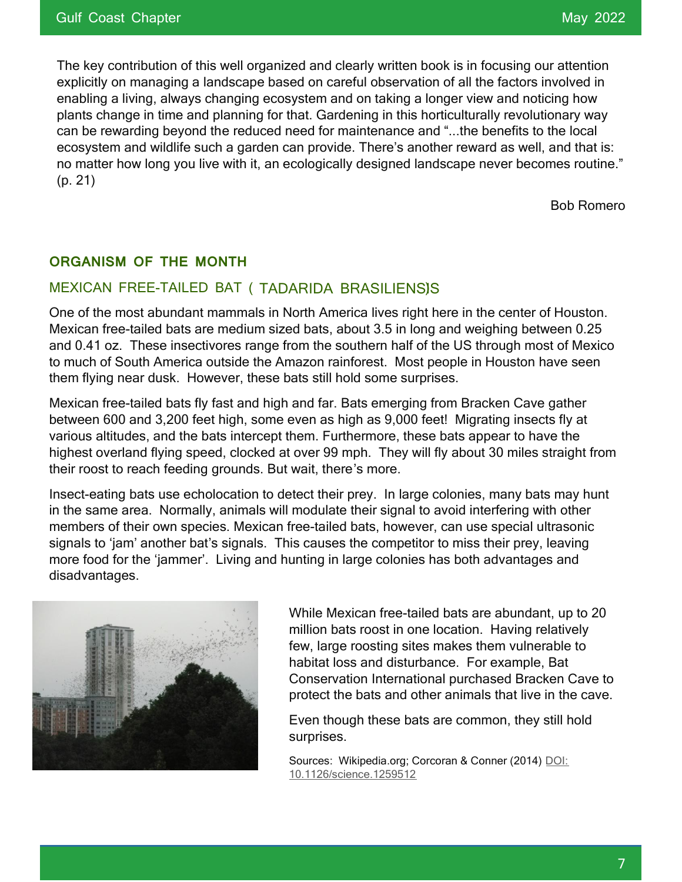The key contribution of this well organized and clearly written book is in focusing our attention explicitly on managing a landscape based on careful observation of all the factors involved in enabling a living, always changing ecosystem and on taking a longer view and noticing how plants change in time and planning for that. Gardening in this horticulturally revolutionary way can be rewarding beyond the reduced need for maintenance and "...the benefits to the local ecosystem and wildlife such a garden can provide. There's another reward as well, and that is: no matter how long you live with it, an ecologically designed landscape never becomes routine." (p. 21)

Bob Romero

## ORGANISM OF THE MONTH

### MEXICAN FREE-TAILED BAT ( TADARIDA BRASILIENSIS)

One of the most abundant mammals in North America lives right here in the center of Houston. Mexican free-tailed bats are medium sized bats, about 3.5 in long and weighing between 0.25 and 0.41 oz. These insectivores range from the southern half of the US through most of Mexico to much of South America outside the Amazon rainforest. Most people in Houston have seen them flying near dusk. However, these bats still hold some surprises.

Mexican free-tailed bats fly fast and high and far. Bats emerging from Bracken Cave gather between 600 and 3,200 feet high, some even as high as 9,000 feet! Migrating insects fly at various altitudes, and the bats intercept them. Furthermore, these bats appear to have the highest overland flying speed, clocked at over 99 mph. They will fly about 30 miles straight from their roost to reach feeding grounds. But wait, there's more.

Insect-eating bats use echolocation to detect their prey. In large colonies, many bats may hunt in the same area. Normally, animals will modulate their signal to avoid interfering with other members of their own species. Mexican free-tailed bats, however, can use special ultrasonic signals to 'jam' another bat's signals. This causes the competitor to miss their prey, leaving more food for the 'jammer'. Living and hunting in large colonies has both advantages and disadvantages.

While Mexican free-tailed bats are abundant, up to 20 million bats roost in one location. Having relatively few, large roosting sites makes them vulnerable to habitat loss and disturbance. For example, Bat Conservation International purchased Bracken Cave to protect the bats and other animals that live in the cave.

Even though these bats are common, they still hold surprises.

Sources: Wikipedia.org; Corcoran & Conner (2014) DOI: 10.1126/science.1259512